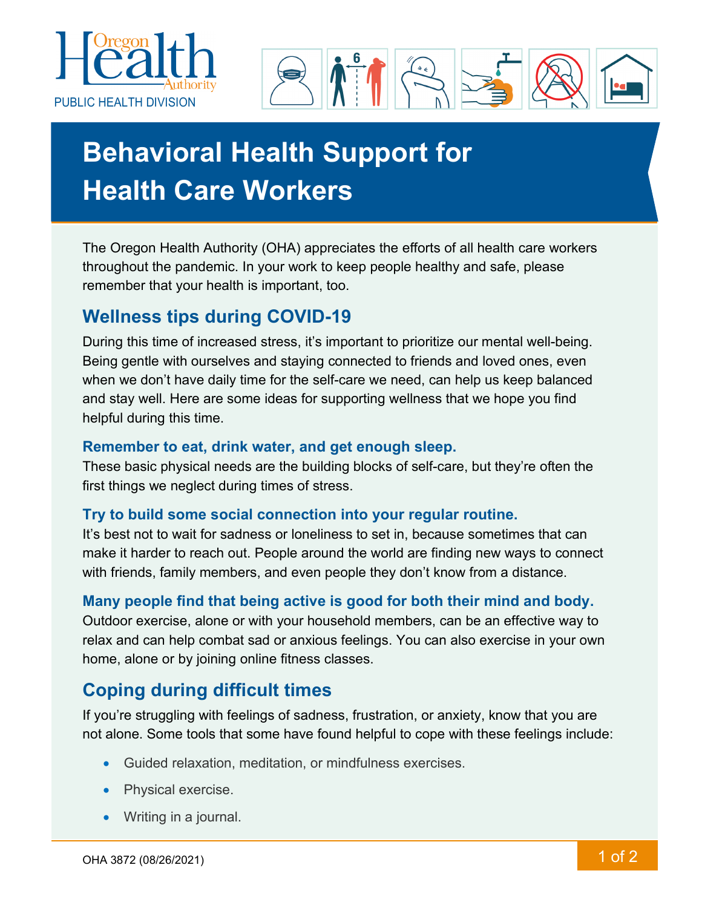Oregon Health Authority

PUBLIC HEALTH DIVISION

# Behavioral Health Support for Health Care Workers

The Oregon Health Authority (OHA) appreciates the efforts of all health care workers throughout the pandemic. In your work to keep people healthy and safe, please remember that your health is important, too.

## Wellness tips during COVID-19

During this time of increased stress, it's important to prioritize our mental well-being. Being gentle with ourselves and staying connected to friends and loved ones, even when we don't have daily time for the self-care we need, can help us keep balanced and stay well. Here are some ideas for supporting wellness that we hope you find helpful during this time.

### Remember to eat, drink water, and get enough sleep.

These basic physical needs are the building blocks of self-care, but they're often the first things we neglect during times of stress.

### Try to build some social connection into your regular routine.

It's best not to wait for sadness or loneliness to set in, because sometimes that can make it harder to reach out. People around the world are finding new ways to connect with friends, family members, and even people they don't know from a distance.

### Many people find that being active is good for both their mind and body.

Outdoor exercise, alone or with your household members, can be an effective way to relax and can help combat sad or anxious feelings. You can also exercise in your own home, alone or by joining online fitness classes.

## Coping during difficult times

If you're struggling with feelings of sadness, frustration, or anxiety, know that you are not alone. Some tools that some have found helpful to cope with these feelings include:

- Guided relaxation, meditation, or mindfulness exercises.
- Physical exercise.
- Writing in a journal.

OHA 3872 (08/26/2021)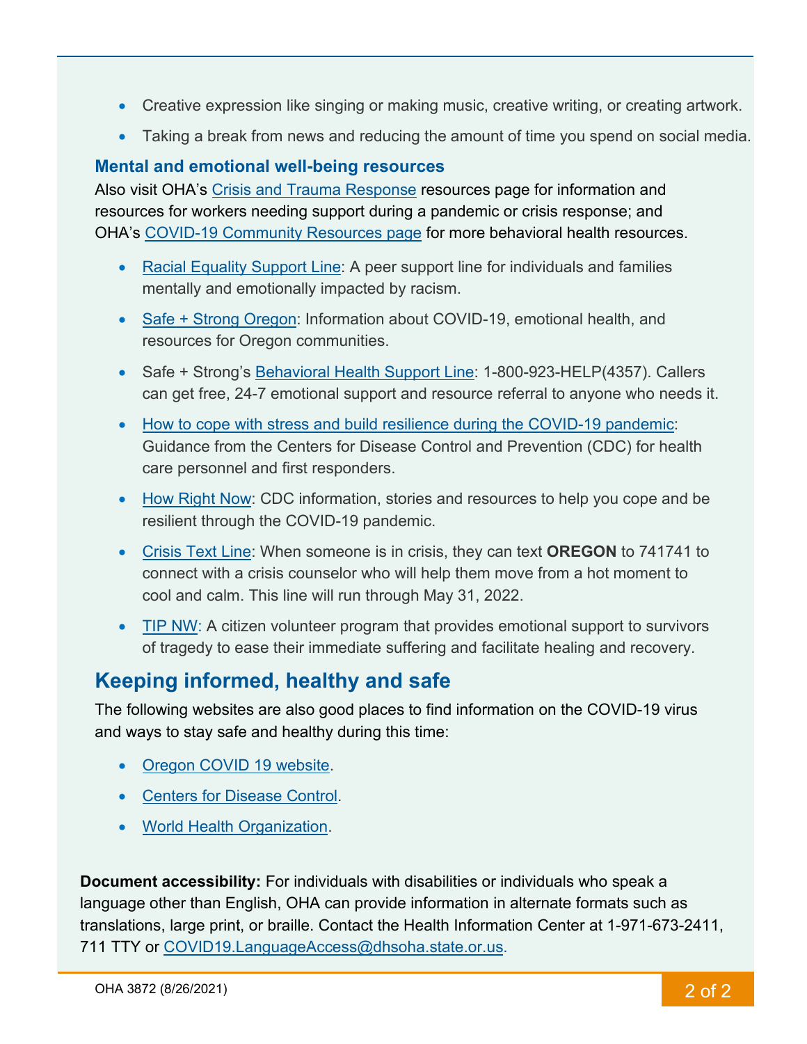- Creative expression like singing or making music, creative writing, or creating artwork.
- Taking a break from news and reducing the amount of time you spend on social media.

### Mental and emotional well-being resources

Also visit OHA's Crisis and Trauma Response resources page for information and resources for workers needing support during a pandemic or crisis response; and OHA's COVID-19 Community Resources page for more behavioral health resources.

- Racial Equality Support Line: A peer support line for individuals and families mentally and emotionally impacted by racism.
- Safe + Strong Oregon: Information about COVID-19, emotional health, and resources for Oregon communities.
- Safe + Strong's Behavioral Health Support Line: 1-800-923-HELP(4357). Callers can get free, 24-7 emotional support and resource referral to anyone who needs it.
- How to cope with stress and build resilience during the COVID-19 pandemic: Guidance from the Centers for Disease Control and Prevention (CDC) for health care personnel and first responders.
- How Right Now: CDC information, stories and resources to help you cope and be resilient through the COVID-19 pandemic.
- Crisis Text Line: When someone is in crisis, they can text **OREGON** to 741741 to connect with a crisis counselor who will help them move from a hot moment to cool and calm. This line will run through May 31, 2022.
- TIP NW: A citizen volunteer program that provides emotional support to survivors of tragedy to ease their immediate suffering and facilitate healing and recovery.

## Keeping informed, healthy and safe

The following websites are also good places to find information on the COVID-19 virus and ways to stay safe and healthy during this time:

- Oregon COVID 19 website.
- Centers for Disease Control.
- World Health Organization.

**Document accessibility:** For individuals with disabilities or individuals who speak a language other than English, OHA can provide information in alternate formats such as translations, large print, or braille. Contact the Health Information Center at 1-971-673-2411, 711 TTY or COVID19.LanguageAccess@dhsoha.state.or.us.

OHA 3872 (8/26/2021)